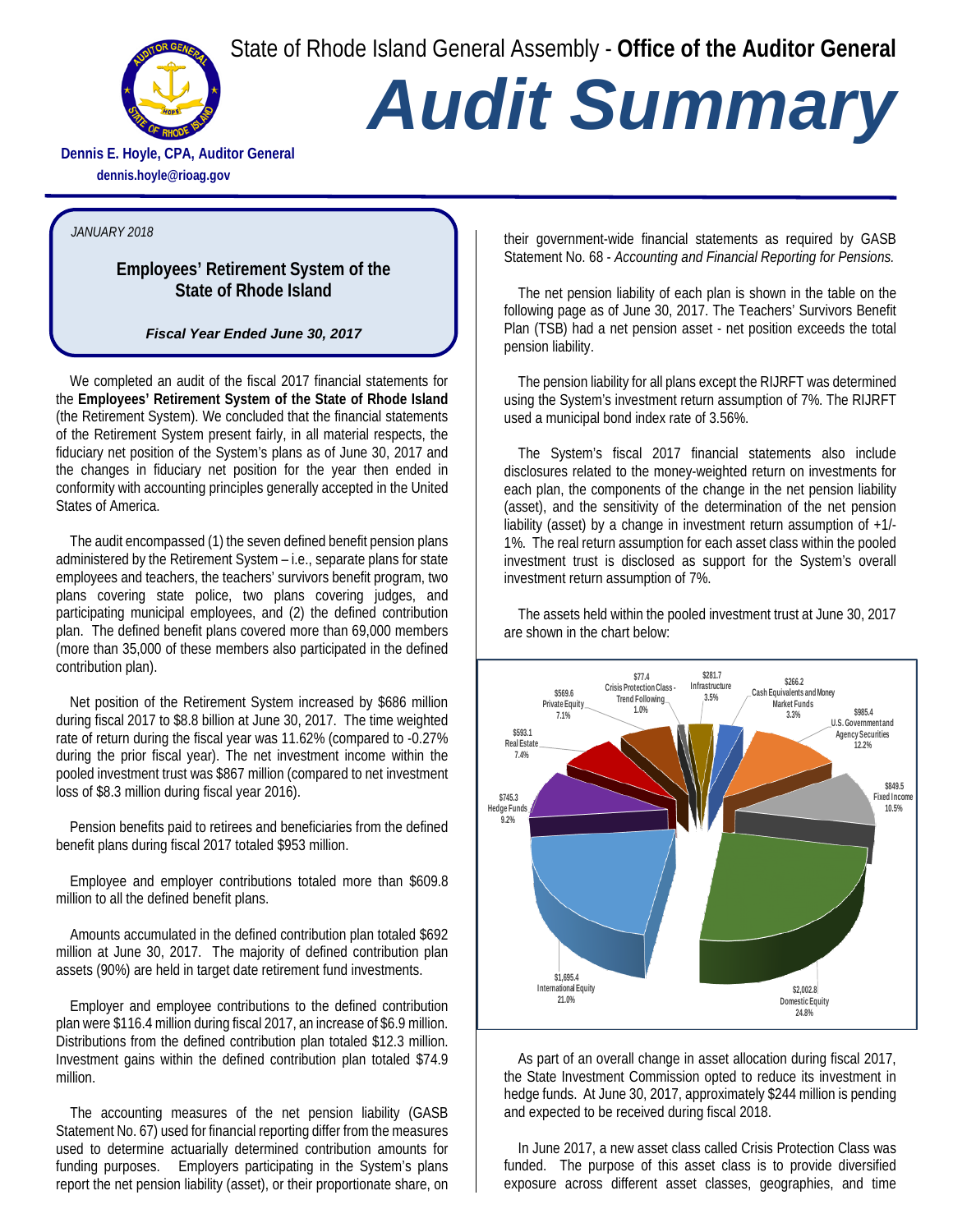State of Rhode Island General Assembly - **Office of the Auditor General**

# Audit Summary

**Dennis E. Hoyle, CPA, Auditor General**
**dennis.hoyle@rioag.gov**

*JANUARY 2018*

## Employees' Retirement System of the State of Rhode Island

***Fiscal Year Ended June 30, 2017***

We completed an audit of the fiscal 2017 financial statements for the **Employees' Retirement System of the State of Rhode Island** (the Retirement System). We concluded that the financial statements of the Retirement System present fairly, in all material respects, the fiduciary net position of the System's plans as of June 30, 2017 and the changes in fiduciary net position for the year then ended in conformity with accounting principles generally accepted in the United States of America.

The audit encompassed (1) the seven defined benefit pension plans administered by the Retirement System – i.e., separate plans for state employees and teachers, the teachers' survivors benefit program, two plans covering state police, two plans covering judges, and participating municipal employees, and (2) the defined contribution plan. The defined benefit plans covered more than 69,000 members (more than 35,000 of these members also participated in the defined contribution plan).

Net position of the Retirement System increased by $686 million during fiscal 2017 to $8.8 billion at June 30, 2017. The time weighted rate of return during the fiscal year was 11.62% (compared to -0.27% during the prior fiscal year). The net investment income within the pooled investment trust was $867 million (compared to net investment loss of $8.3 million during fiscal year 2016).

Pension benefits paid to retirees and beneficiaries from the defined benefit plans during fiscal 2017 totaled $953 million.

Employee and employer contributions totaled more than $609.8 million to all the defined benefit plans.

Amounts accumulated in the defined contribution plan totaled $692 million at June 30, 2017. The majority of defined contribution plan assets (90%) are held in target date retirement fund investments.

Employer and employee contributions to the defined contribution plan were $116.4 million during fiscal 2017, an increase of $6.9 million. Distributions from the defined contribution plan totaled $12.3 million. Investment gains within the defined contribution plan totaled $74.9 million.

The accounting measures of the net pension liability (GASB Statement No. 67) used for financial reporting differ from the measures used to determine actuarially determined contribution amounts for funding purposes. Employers participating in the System's plans report the net pension liability (asset), or their proportionate share, on their government-wide financial statements as required by GASB Statement No. 68 - *Accounting and Financial Reporting for Pensions.*

The net pension liability of each plan is shown in the table on the following page as of June 30, 2017. The Teachers' Survivors Benefit Plan (TSB) had a net pension asset - net position exceeds the total pension liability.

The pension liability for all plans except the RIJRFT was determined using the System's investment return assumption of 7%. The RIJRFT used a municipal bond index rate of 3.56%.

The System's fiscal 2017 financial statements also include disclosures related to the money-weighted return on investments for each plan, the components of the change in the net pension liability (asset), and the sensitivity of the determination of the net pension liability (asset) by a change in investment return assumption of +1/-1%. The real return assumption for each asset class within the pooled investment trust is disclosed as support for the System's overall investment return assumption of 7%.

The assets held within the pooled investment trust at June 30, 2017 are shown in the chart below:

| Asset Class | Amount | Percent |
|---|---|---|
| Crisis Protection Class - Trend Following | $77.4 | 1.0% |
| Infrastructure | $281.7 | 3.5% |
| Cash Equivalents and Money Market Funds | $266.2 | 3.3% |
| U.S. Government and Agency Securities | $985.4 | 12.2% |
| Fixed Income | $849.5 | 10.5% |
| Domestic Equity | $2,002.8 | 24.8% |
| International Equity | $1,695.4 | 21.0% |
| Hedge Funds | $745.3 | 9.2% |
| Real Estate | $593.1 | 7.4% |
| Private Equity | $569.6 | 7.1% |

As part of an overall change in asset allocation during fiscal 2017, the State Investment Commission opted to reduce its investment in hedge funds. At June 30, 2017, approximately $244 million is pending and expected to be received during fiscal 2018.

In June 2017, a new asset class called Crisis Protection Class was funded. The purpose of this asset class is to provide diversified exposure across different asset classes, geographies, and time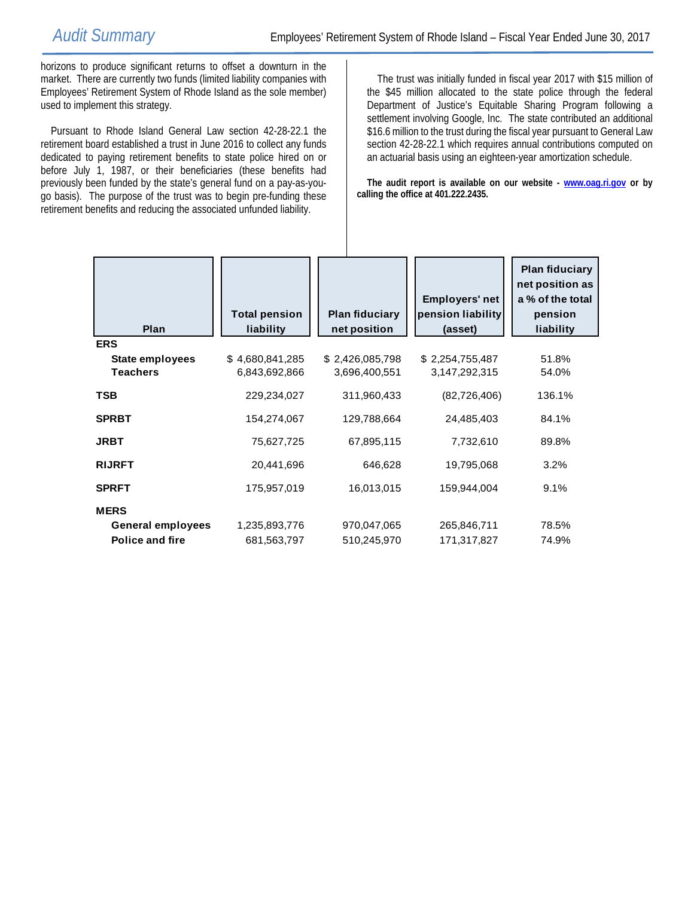horizons to produce significant returns to offset a downturn in the market. There are currently two funds (limited liability companies with Employees' Retirement System of Rhode Island as the sole member) used to implement this strategy.

Pursuant to Rhode Island General Law section 42-28-22.1 the retirement board established a trust in June 2016 to collect any funds dedicated to paying retirement benefits to state police hired on or before July 1, 1987, or their beneficiaries (these benefits had previously been funded by the state's general fund on a pay-as-you-go basis). The purpose of the trust was to begin pre-funding these retirement benefits and reducing the associated unfunded liability.

The trust was initially funded in fiscal year 2017 with $15 million of the $45 million allocated to the state police through the federal Department of Justice's Equitable Sharing Program following a settlement involving Google, Inc. The state contributed an additional $16.6 million to the trust during the fiscal year pursuant to General Law section 42-28-22.1 which requires annual contributions computed on an actuarial basis using an eighteen-year amortization schedule.

**The audit report is available on our website - [www.oag.ri.gov](http://www.oag.ri.gov) or by calling the office at 401.222.2435.**

| Plan | Total pension liability | Plan fiduciary net position | Employers' net pension liability (asset) | Plan fiduciary net position as a % of the total pension liability |
|---|---|---|---|---|
| **ERS** | | | | |
| **State employees** | $ 4,680,841,285 | $ 2,426,085,798 | $ 2,254,755,487 | 51.8% |
| **Teachers** | 6,843,692,866 | 3,696,400,551 | 3,147,292,315 | 54.0% |
| **TSB** | 229,234,027 | 311,960,433 | (82,726,406) | 136.1% |
| **SPRBT** | 154,274,067 | 129,788,664 | 24,485,403 | 84.1% |
| **JRBT** | 75,627,725 | 67,895,115 | 7,732,610 | 89.8% |
| **RIJRFT** | 20,441,696 | 646,628 | 19,795,068 | 3.2% |
| **SPRFT** | 175,957,019 | 16,013,015 | 159,944,004 | 9.1% |
| **MERS** | | | | |
| **General employees** | 1,235,893,776 | 970,047,065 | 265,846,711 | 78.5% |
| **Police and fire** | 681,563,797 | 510,245,970 | 171,317,827 | 74.9% |